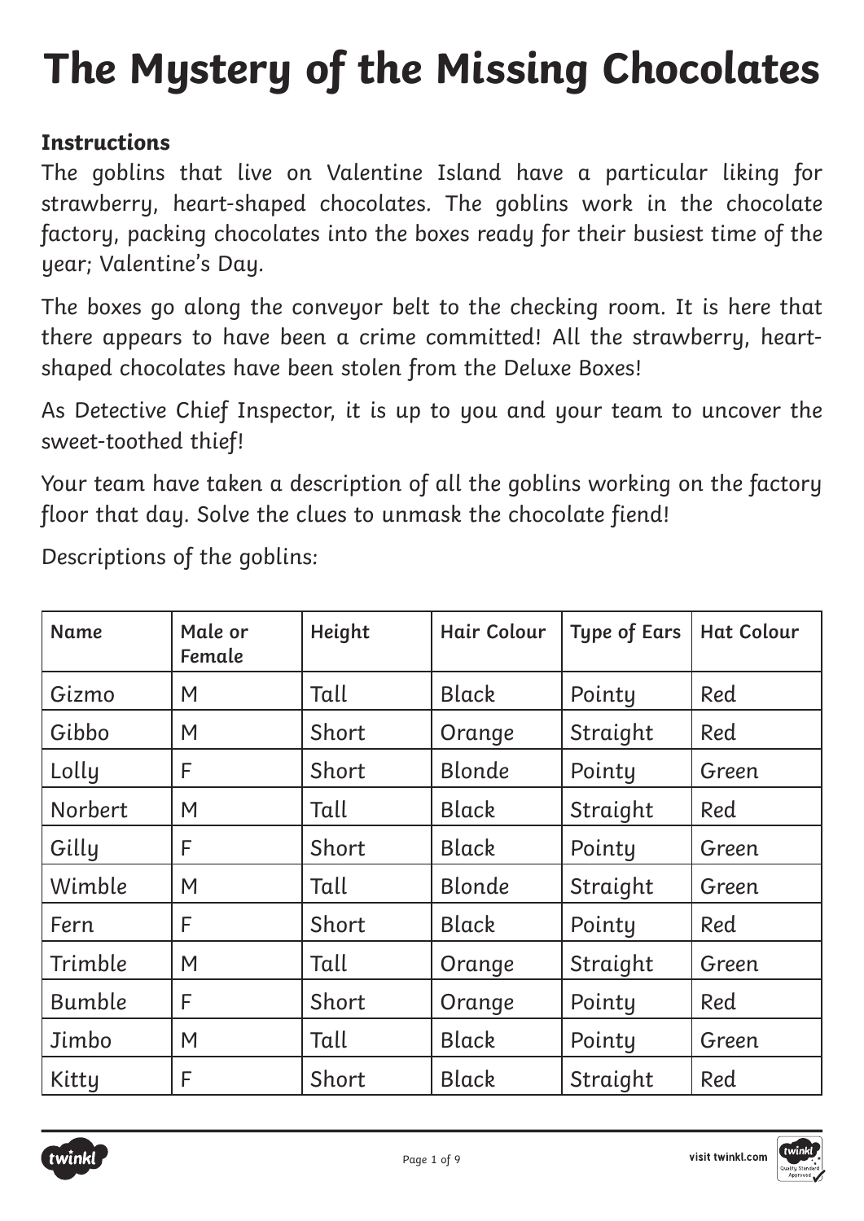# The Mystery of the Missing Chocolates

**Instructions**

The goblins that live on Valentine Island have a particular liking for strawberry, heart-shaped chocolates. The goblins work in the chocolate factory, packing chocolates into the boxes ready for their busiest time of the year; Valentine's Day.

The boxes go along the conveyor belt to the checking room. It is here that there appears to have been a crime committed! All the strawberry, heart-shaped chocolates have been stolen from the Deluxe Boxes!

As Detective Chief Inspector, it is up to you and your team to uncover the sweet-toothed thief!

Your team have taken a description of all the goblins working on the factory floor that day. Solve the clues to unmask the chocolate fiend!

Descriptions of the goblins:

| Name | Male or Female | Height | Hair Colour | Type of Ears | Hat Colour |
|---|---|---|---|---|---|
| Gizmo | M | Tall | Black | Pointy | Red |
| Gibbo | M | Short | Orange | Straight | Red |
| Lolly | F | Short | Blonde | Pointy | Green |
| Norbert | M | Tall | Black | Straight | Red |
| Gilly | F | Short | Black | Pointy | Green |
| Wimble | M | Tall | Blonde | Straight | Green |
| Fern | F | Short | Black | Pointy | Red |
| Trimble | M | Tall | Orange | Straight | Green |
| Bumble | F | Short | Orange | Pointy | Red |
| Jimbo | M | Tall | Black | Pointy | Green |
| Kitty | F | Short | Black | Straight | Red |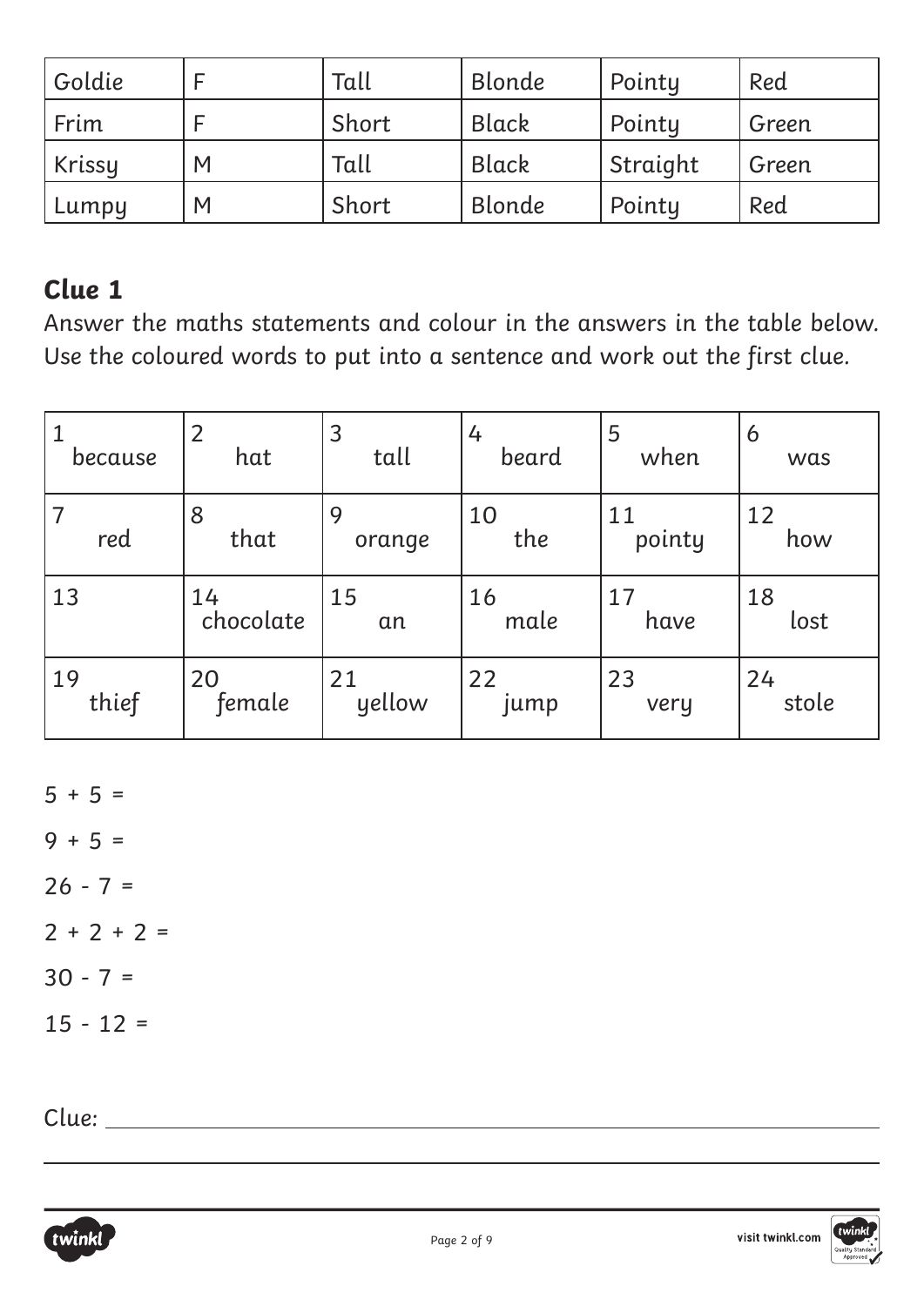| Goldie | F | Tall | Blonde | Pointy | Red |
|---|---|---|---|---|---|
| Frim | F | Short | Black | Pointy | Green |
| Krissy | M | Tall | Black | Straight | Green |
| Lumpy | M | Short | Blonde | Pointy | Red |

## Clue 1

Answer the maths statements and colour in the answers in the table below. Use the coloured words to put into a sentence and work out the first clue.

| 1 because | 2 hat | 3 tall | 4 beard | 5 when | 6 was |
|---|---|---|---|---|---|
| 7 red | 8 that | 9 orange | 10 the | 11 pointy | 12 how |
| 13 | 14 chocolate | 15 an | 16 male | 17 have | 18 lost |
| 19 thief | 20 female | 21 yellow | 22 jump | 23 very | 24 stole |

5 + 5 =

9 + 5 =

26 - 7 =

2 + 2 + 2 =

30 - 7 =

15 - 12 =

Clue: \_\_\_\_\_\_\_\_\_\_\_\_\_\_\_\_\_\_\_\_\_\_\_\_\_\_\_\_\_\_\_\_\_\_\_\_\_\_\_\_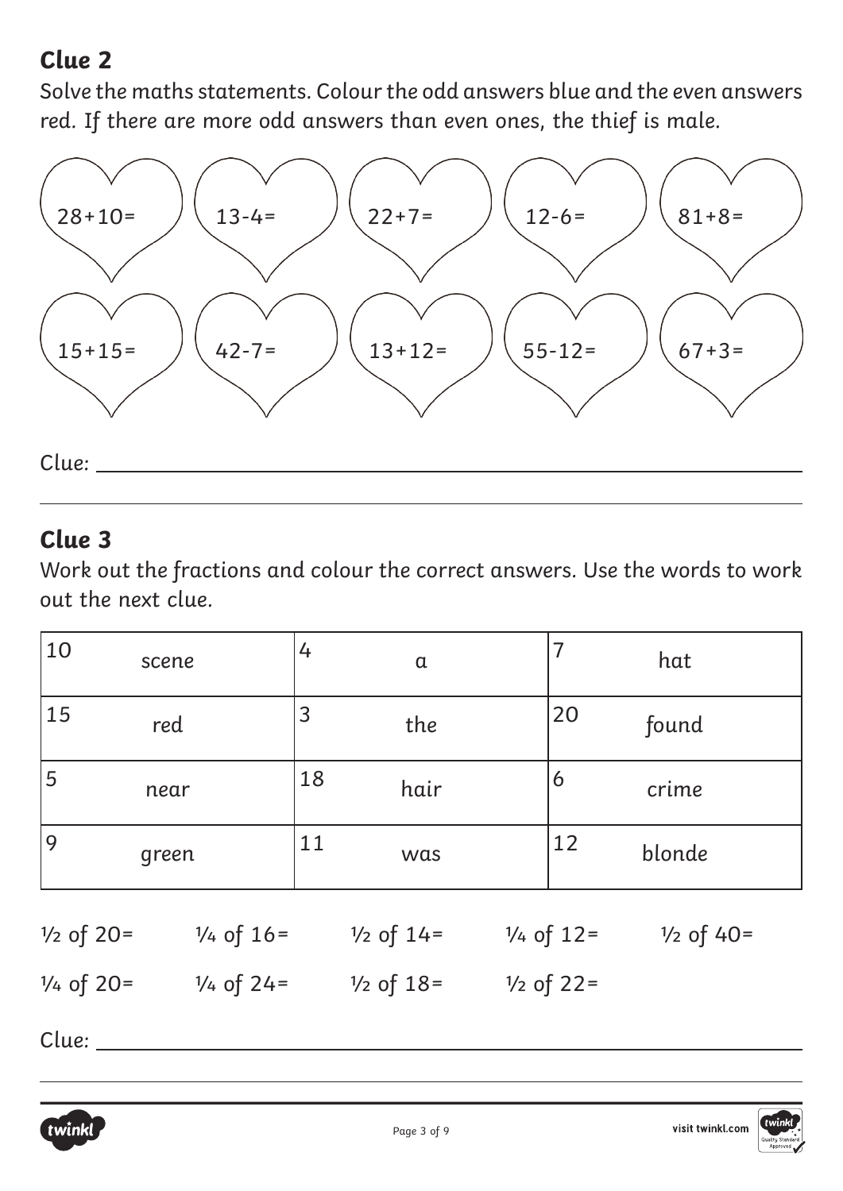## Clue 2

*Solve the maths statements. Colour the odd answers blue and the even answers red. If there are more odd answers than even ones, the thief is male.*

| | | | | |
|---|---|---|---|---|
| 28+10= | 13-4= | 22+7= | 12-6= | 81+8= |
| 15+15= | 42-7= | 13+12= | 55-12= | 67+3= |

*Clue:* ______________________________

## Clue 3

*Work out the fractions and colour the correct answers. Use the words to work out the next clue.*

| | | |
|---|---|---|
| 10 scene | 4 a | 7 hat |
| 15 red | 3 the | 20 found |
| 5 near | 18 hair | 6 crime |
| 9 green | 11 was | 12 blonde |

½ of 20= ¼ of 16= ½ of 14= ¼ of 12= ½ of 40=

¼ of 20= ¼ of 24= ½ of 18= ½ of 22=

*Clue:* ______________________________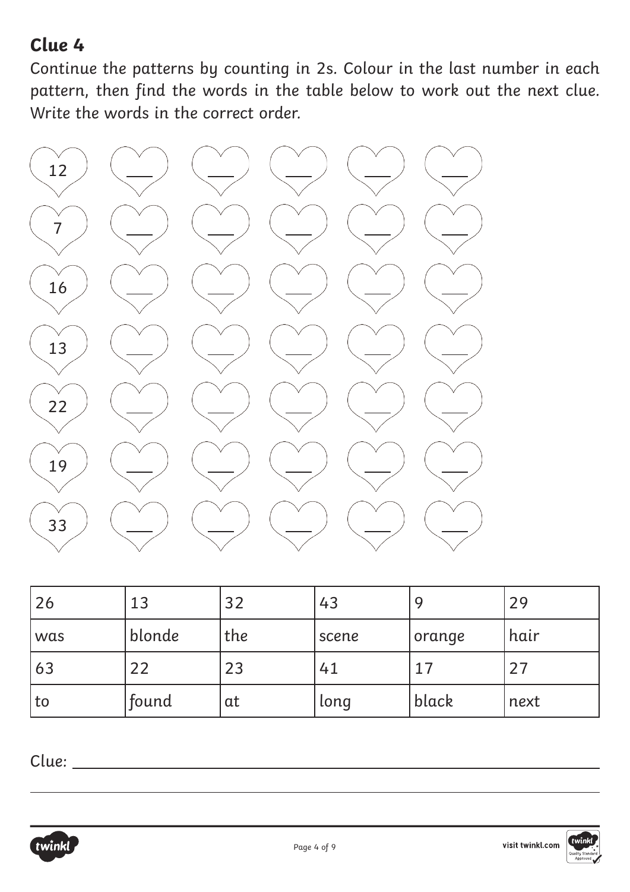## Clue 4

Continue the patterns by counting in 2s. Colour in the last number in each pattern, then find the words in the table below to work out the next clue. Write the words in the correct order.

| | | | | | |
|---|---|---|---|---|---|
| 12 | ___ | ___ | ___ | ___ | ___ |
| 7 | ___ | ___ | ___ | ___ | ___ |
| 16 | ___ | ___ | ___ | ___ | ___ |
| 13 | ___ | ___ | ___ | ___ | ___ |
| 22 | ___ | ___ | ___ | ___ | ___ |
| 19 | ___ | ___ | ___ | ___ | ___ |
| 33 | ___ | ___ | ___ | ___ | ___ |

| 26 | 13 | 32 | 43 | 9 | 29 |
|---|---|---|---|---|---|
| was | blonde | the | scene | orange | hair |
| 63 | 22 | 23 | 41 | 17 | 27 |
| to | found | at | long | black | next |

Clue: ______________________________________________

______________________________________________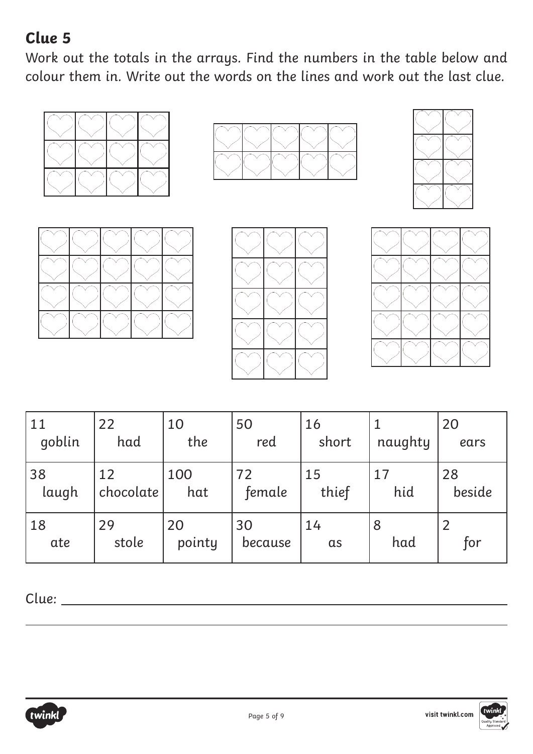## Clue 5

Work out the totals in the arrays. Find the numbers in the table below and colour them in. Write out the words on the lines and work out the last clue.

| 11 goblin | 22 had | 10 the | 50 red | 16 short | 1 naughty | 20 ears |
|---|---|---|---|---|---|---|
| 38 laugh | 12 chocolate | 100 hat | 72 female | 15 thief | 17 hid | 28 beside |
| 18 ate | 29 stole | 20 pointy | 30 because | 14 as | 8 had | 2 for |

Clue: ______________________________________________

______________________________________________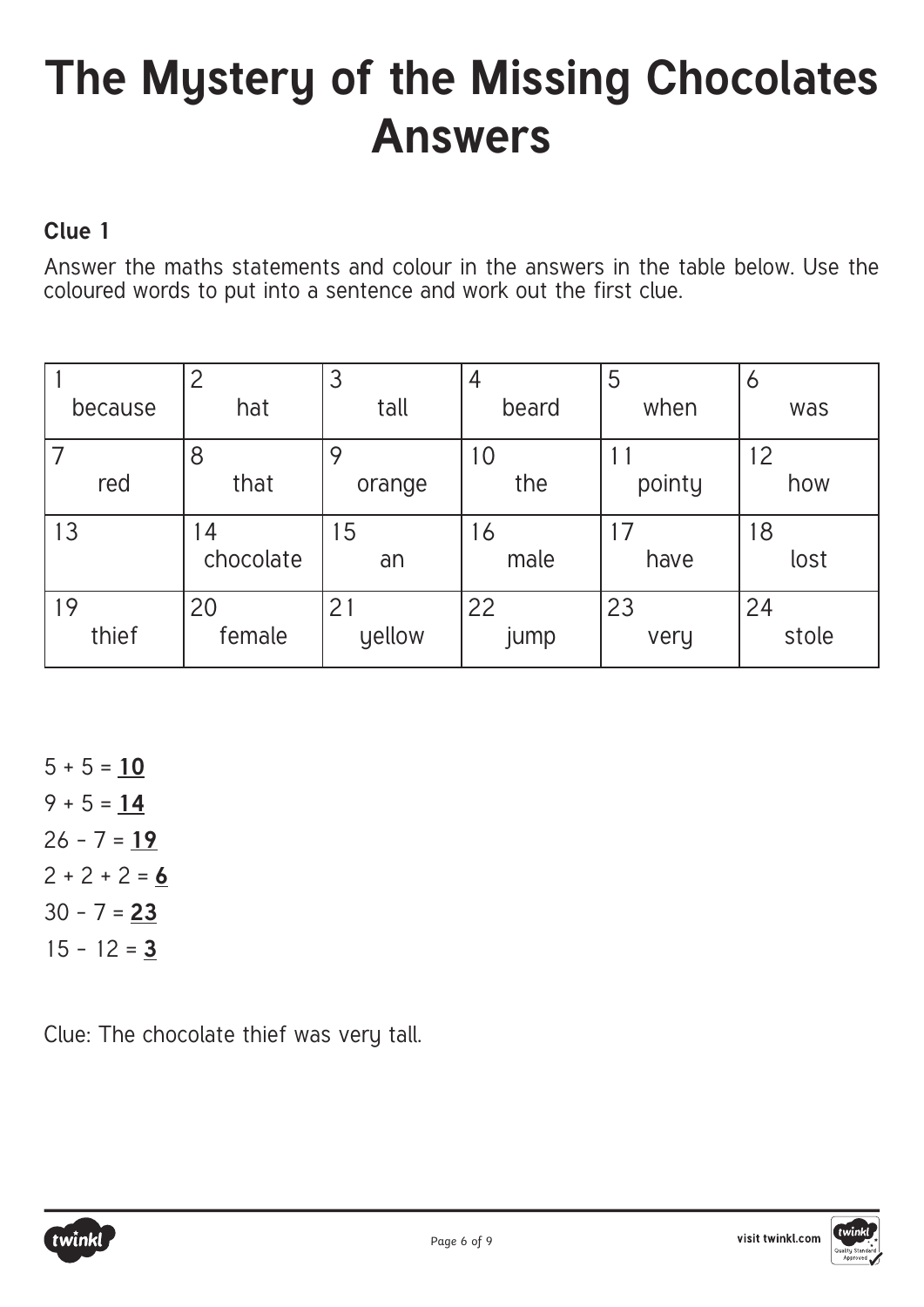# The Mystery of the Missing Chocolates Answers

**Clue 1**

Answer the maths statements and colour in the answers in the table below. Use the coloured words to put into a sentence and work out the first clue.

| | | | | | |
|---|---|---|---|---|---|
| 1 because | 2 hat | 3 tall | 4 beard | 5 when | 6 was |
| 7 red | 8 that | 9 orange | 10 the | 11 pointy | 12 how |
| 13 | 14 chocolate | 15 an | 16 male | 17 have | 18 lost |
| 19 thief | 20 female | 21 yellow | 22 jump | 23 very | 24 stole |

5 + 5 = **10**

9 + 5 = **14**

26 - 7 = **19**

2 + 2 + 2 = **6**

30 - 7 = **23**

15 - 12 = **3**

Clue: The chocolate thief was very tall.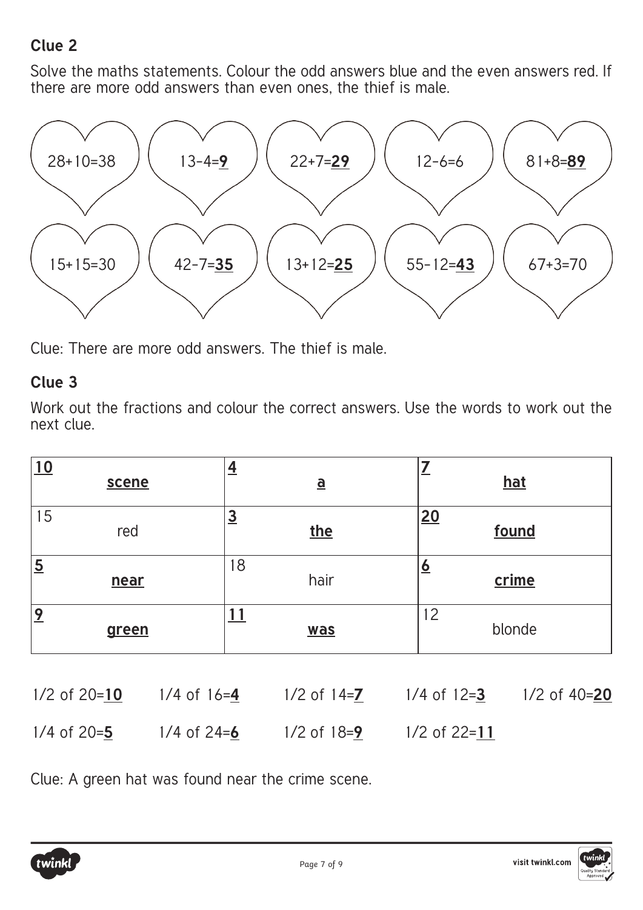## Clue 2

Solve the maths statements. Colour the odd answers blue and the even answers red. If there are more odd answers than even ones, the thief is male.

| | | | | |
|---|---|---|---|---|
| 28+10=38 | 13-4=**9** | 22+7=**29** | 12-6=6 | 81+8=**89** |
| 15+15=30 | 42-7=**35** | 13+12=**25** | 55-12=**43** | 67+3=70 |

Clue: There are more odd answers. The thief is male.

## Clue 3

Work out the fractions and colour the correct answers. Use the words to work out the next clue.

| | | |
|---|---|---|
| **10** **scene** | **4** **a** | **7** **hat** |
| 15 red | **3** **the** | **20** **found** |
| **5** **near** | 18 hair | **6** **crime** |
| **9** **green** | **11** **was** | 12 blonde |

1/2 of 20=**10** 1/4 of 16=**4** 1/2 of 14=**7** 1/4 of 12=**3** 1/2 of 40=**20**

1/4 of 20=**5** 1/4 of 24=**6** 1/2 of 18=**9** 1/2 of 22=**11**

Clue: A green hat was found near the crime scene.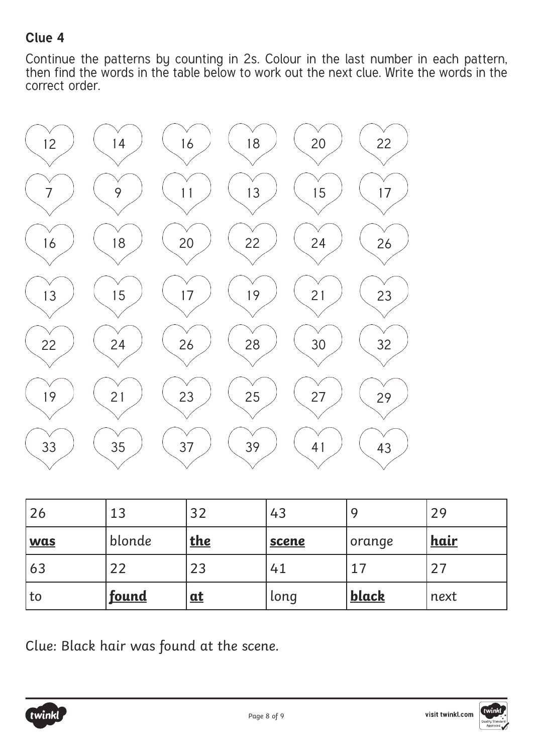## Clue 4

Continue the patterns by counting in 2s. Colour in the last number in each pattern, then find the words in the table below to work out the next clue. Write the words in the correct order.

| | | | | | |
|---|---|---|---|---|---|
| 12 | 14 | 16 | 18 | 20 | 22 |
| 7 | 9 | 11 | 13 | 15 | 17 |
| 16 | 18 | 20 | 22 | 24 | 26 |
| 13 | 15 | 17 | 19 | 21 | 23 |
| 22 | 24 | 26 | 28 | 30 | 32 |
| 19 | 21 | 23 | 25 | 27 | 29 |
| 33 | 35 | 37 | 39 | 41 | 43 |

| | | | | | |
|---|---|---|---|---|---|
| 26 | 13 | 32 | 43 | 9 | 29 |
| **was** | blonde | **the** | **scene** | orange | **hair** |
| 63 | 22 | 23 | 41 | 17 | 27 |
| to | **found** | **at** | long | **black** | next |

*Clue: Black hair was found at the scene.*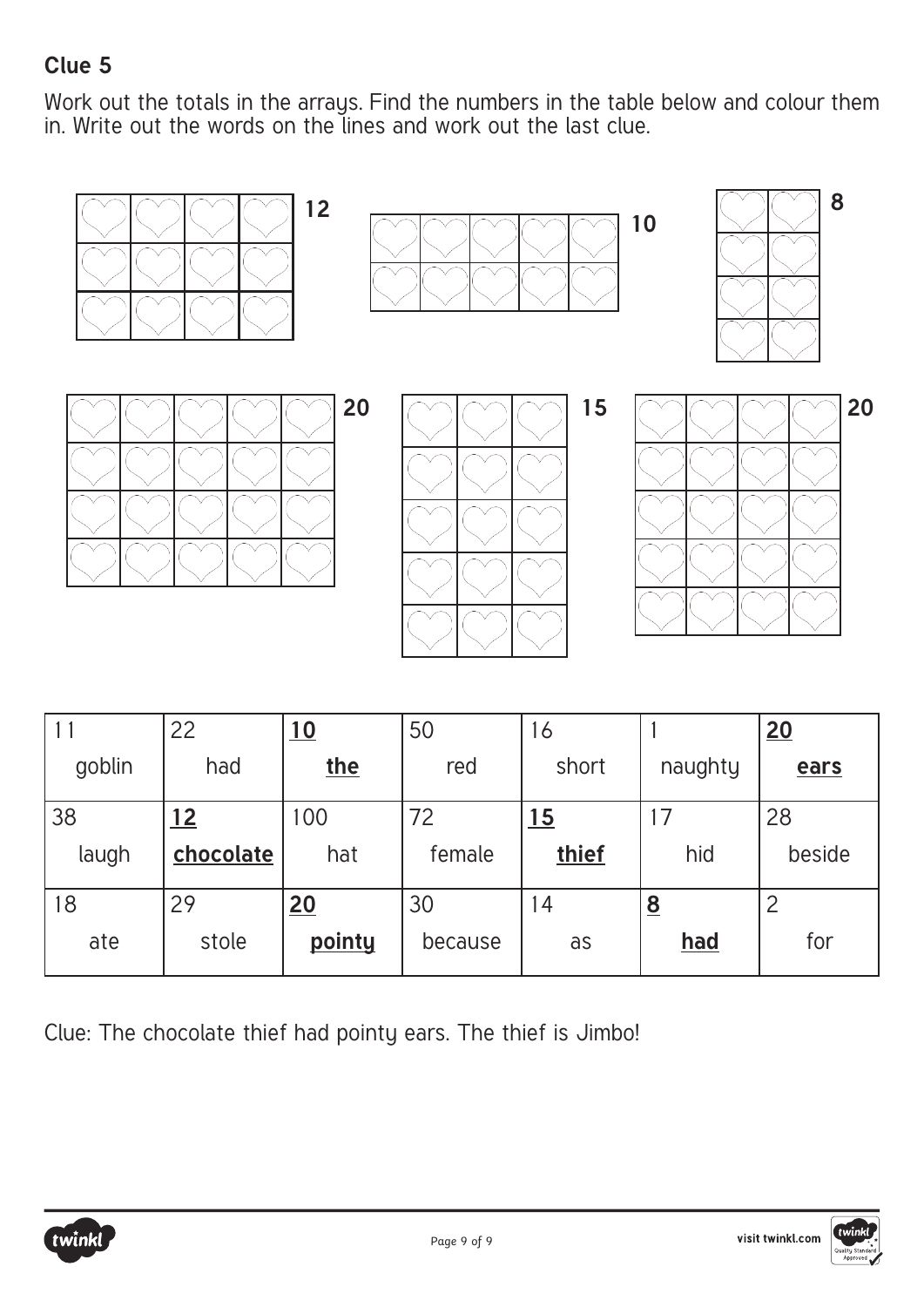## Clue 5

Work out the totals in the arrays. Find the numbers in the table below and colour them in. Write out the words on the lines and work out the last clue.

**12**

**10**

**8**

**20**

**15**

**20**

| | | | | | | |
|---|---|---|---|---|---|---|
| 11 goblin | 22 had | **<u>10</u>** **<u>the</u>** | 50 red | 16 short | 1 naughty | **<u>20</u>** **<u>ears</u>** |
| 38 laugh | **<u>12</u>** **<u>chocolate</u>** | 100 hat | 72 female | **<u>15</u>** **<u>thief</u>** | 17 hid | 28 beside |
| 18 ate | 29 stole | **<u>20</u>** **<u>pointy</u>** | 30 because | 14 as | **<u>8</u>** **<u>had</u>** | 2 for |

Clue: The chocolate thief had pointy ears. The thief is Jimbo!